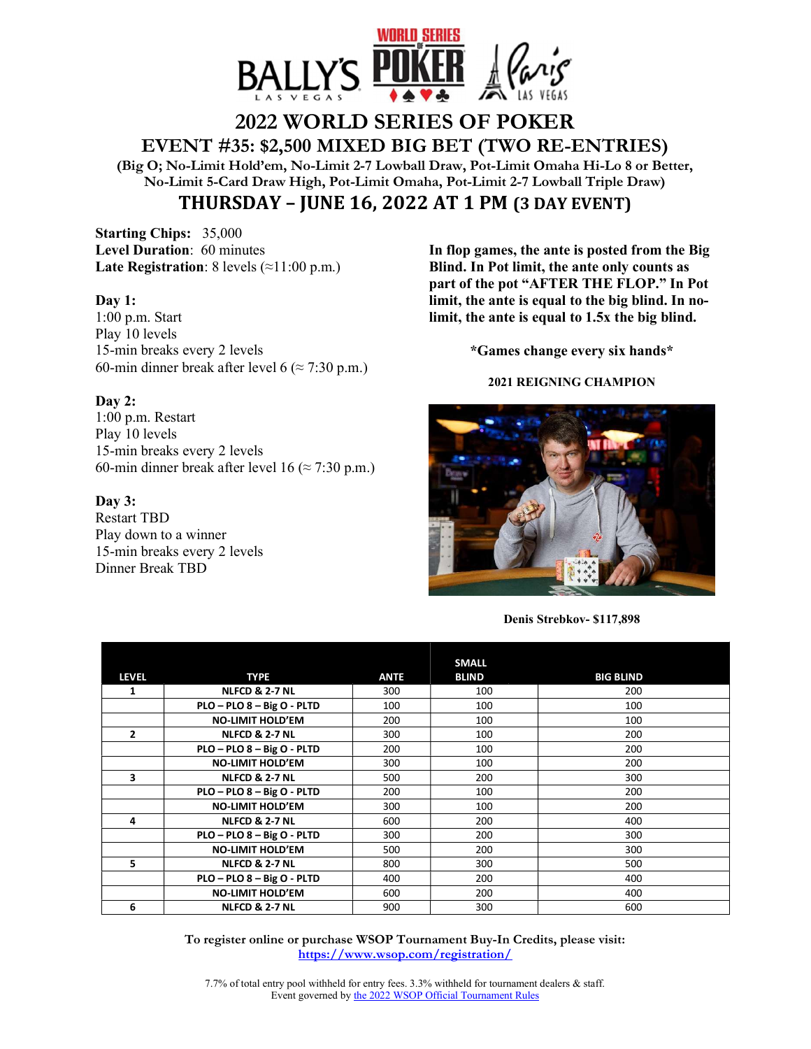# 2022 WORLD SERIES OF POKER

## EVENT #35: $2,500 MIXED BIG BET (TWO RE-ENTRIES)

**(Big O; No-Limit Hold'em, No-Limit 2-7 Lowball Draw, Pot-Limit Omaha Hi-Lo 8 or Better, No-Limit 5-Card Draw High, Pot-Limit Omaha, Pot-Limit 2-7 Lowball Triple Draw)**

## THURSDAY – JUNE 16, 2022 AT 1 PM (3 DAY EVENT)

**Starting Chips:** 35,000
**Level Duration**: 60 minutes
**Late Registration**: 8 levels (≈11:00 p.m.)

**Day 1:**
1:00 p.m. Start
Play 10 levels
15-min breaks every 2 levels
60-min dinner break after level 6 (≈ 7:30 p.m.)

**Day 2:**
1:00 p.m. Restart
Play 10 levels
15-min breaks every 2 levels
60-min dinner break after level 16 (≈ 7:30 p.m.)

**Day 3:**
Restart TBD
Play down to a winner
15-min breaks every 2 levels
Dinner Break TBD

**In flop games, the ante is posted from the Big Blind. In Pot limit, the ante only counts as part of the pot "AFTER THE FLOP." In Pot limit, the ante is equal to the big blind. In no-limit, the ante is equal to 1.5x the big blind.**

**\*Games change every six hands\***

**2021 REIGNING CHAMPION**

**Denis Strebkov- $117,898**

| LEVEL | TYPE | ANTE | SMALL BLIND | BIG BLIND |
|---|---|---|---|---|
| 1 | NLFCD & 2-7 NL | 300 | 100 | 200 |
| | PLO – PLO 8 – Big O - PLTD | 100 | 100 | 100 |
| | NO-LIMIT HOLD'EM | 200 | 100 | 100 |
| 2 | NLFCD & 2-7 NL | 300 | 100 | 200 |
| | PLO – PLO 8 – Big O - PLTD | 200 | 100 | 200 |
| | NO-LIMIT HOLD'EM | 300 | 100 | 200 |
| 3 | NLFCD & 2-7 NL | 500 | 200 | 300 |
| | PLO – PLO 8 – Big O - PLTD | 200 | 100 | 200 |
| | NO-LIMIT HOLD'EM | 300 | 100 | 200 |
| 4 | NLFCD & 2-7 NL | 600 | 200 | 400 |
| | PLO – PLO 8 – Big O - PLTD | 300 | 200 | 300 |
| | NO-LIMIT HOLD'EM | 500 | 200 | 300 |
| 5 | NLFCD & 2-7 NL | 800 | 300 | 500 |
| | PLO – PLO 8 – Big O - PLTD | 400 | 200 | 400 |
| | NO-LIMIT HOLD'EM | 600 | 200 | 400 |
| 6 | NLFCD & 2-7 NL | 900 | 300 | 600 |

To register online or purchase WSOP Tournament Buy-In Credits, please visit:
https://www.wsop.com/registration/

7.7% of total entry pool withheld for entry fees. 3.3% withheld for tournament dealers & staff.
Event governed by the 2022 WSOP Official Tournament Rules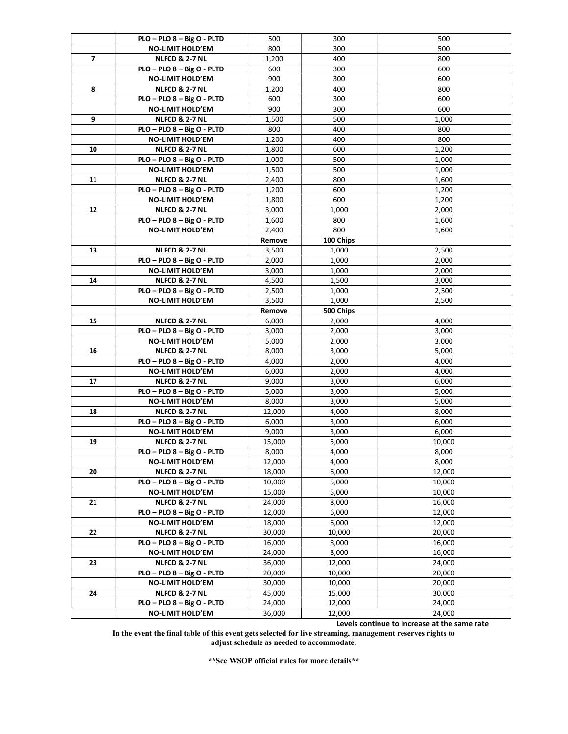| | | | | |
|---|---|---|---|---|
| | PLO – PLO 8 – Big O - PLTD | 500 | 300 | 500 |
| | NO-LIMIT HOLD'EM | 800 | 300 | 500 |
| 7 | NLFCD & 2-7 NL | 1,200 | 400 | 800 |
| | PLO – PLO 8 – Big O - PLTD | 600 | 300 | 600 |
| | NO-LIMIT HOLD'EM | 900 | 300 | 600 |
| 8 | NLFCD & 2-7 NL | 1,200 | 400 | 800 |
| | PLO – PLO 8 – Big O - PLTD | 600 | 300 | 600 |
| | NO-LIMIT HOLD'EM | 900 | 300 | 600 |
| 9 | NLFCD & 2-7 NL | 1,500 | 500 | 1,000 |
| | PLO – PLO 8 – Big O - PLTD | 800 | 400 | 800 |
| | NO-LIMIT HOLD'EM | 1,200 | 400 | 800 |
| 10 | NLFCD & 2-7 NL | 1,800 | 600 | 1,200 |
| | PLO – PLO 8 – Big O - PLTD | 1,000 | 500 | 1,000 |
| | NO-LIMIT HOLD'EM | 1,500 | 500 | 1,000 |
| 11 | NLFCD & 2-7 NL | 2,400 | 800 | 1,600 |
| | PLO – PLO 8 – Big O - PLTD | 1,200 | 600 | 1,200 |
| | NO-LIMIT HOLD'EM | 1,800 | 600 | 1,200 |
| 12 | NLFCD & 2-7 NL | 3,000 | 1,000 | 2,000 |
| | PLO – PLO 8 – Big O - PLTD | 1,600 | 800 | 1,600 |
| | NO-LIMIT HOLD'EM | 2,400 | 800 | 1,600 |
| | | **Remove** | **100 Chips** | |
| 13 | NLFCD & 2-7 NL | 3,500 | 1,000 | 2,500 |
| | PLO – PLO 8 – Big O - PLTD | 2,000 | 1,000 | 2,000 |
| | NO-LIMIT HOLD'EM | 3,000 | 1,000 | 2,000 |
| 14 | NLFCD & 2-7 NL | 4,500 | 1,500 | 3,000 |
| | PLO – PLO 8 – Big O - PLTD | 2,500 | 1,000 | 2,500 |
| | NO-LIMIT HOLD'EM | 3,500 | 1,000 | 2,500 |
| | | **Remove** | **500 Chips** | |
| 15 | NLFCD & 2-7 NL | 6,000 | 2,000 | 4,000 |
| | PLO – PLO 8 – Big O - PLTD | 3,000 | 2,000 | 3,000 |
| | NO-LIMIT HOLD'EM | 5,000 | 2,000 | 3,000 |
| 16 | NLFCD & 2-7 NL | 8,000 | 3,000 | 5,000 |
| | PLO – PLO 8 – Big O - PLTD | 4,000 | 2,000 | 4,000 |
| | NO-LIMIT HOLD'EM | 6,000 | 2,000 | 4,000 |
| 17 | NLFCD & 2-7 NL | 9,000 | 3,000 | 6,000 |
| | PLO – PLO 8 – Big O - PLTD | 5,000 | 3,000 | 5,000 |
| | NO-LIMIT HOLD'EM | 8,000 | 3,000 | 5,000 |
| 18 | NLFCD & 2-7 NL | 12,000 | 4,000 | 8,000 |
| | PLO – PLO 8 – Big O - PLTD | 6,000 | 3,000 | 6,000 |
| | NO-LIMIT HOLD'EM | 9,000 | 3,000 | 6,000 |
| 19 | NLFCD & 2-7 NL | 15,000 | 5,000 | 10,000 |
| | PLO – PLO 8 – Big O - PLTD | 8,000 | 4,000 | 8,000 |
| | NO-LIMIT HOLD'EM | 12,000 | 4,000 | 8,000 |
| 20 | NLFCD & 2-7 NL | 18,000 | 6,000 | 12,000 |
| | PLO – PLO 8 – Big O - PLTD | 10,000 | 5,000 | 10,000 |
| | NO-LIMIT HOLD'EM | 15,000 | 5,000 | 10,000 |
| 21 | NLFCD & 2-7 NL | 24,000 | 8,000 | 16,000 |
| | PLO – PLO 8 – Big O - PLTD | 12,000 | 6,000 | 12,000 |
| | NO-LIMIT HOLD'EM | 18,000 | 6,000 | 12,000 |
| 22 | NLFCD & 2-7 NL | 30,000 | 10,000 | 20,000 |
| | PLO – PLO 8 – Big O - PLTD | 16,000 | 8,000 | 16,000 |
| | NO-LIMIT HOLD'EM | 24,000 | 8,000 | 16,000 |
| 23 | NLFCD & 2-7 NL | 36,000 | 12,000 | 24,000 |
| | PLO – PLO 8 – Big O - PLTD | 20,000 | 10,000 | 20,000 |
| | NO-LIMIT HOLD'EM | 30,000 | 10,000 | 20,000 |
| 24 | NLFCD & 2-7 NL | 45,000 | 15,000 | 30,000 |
| | PLO – PLO 8 – Big O - PLTD | 24,000 | 12,000 | 24,000 |
| | NO-LIMIT HOLD'EM | 36,000 | 12,000 | 24,000 |

**Levels continue to increase at the same rate**

**In the event the final table of this event gets selected for live streaming, management reserves rights to adjust schedule as needed to accommodate.**

**\*\*See WSOP official rules for more details\*\***